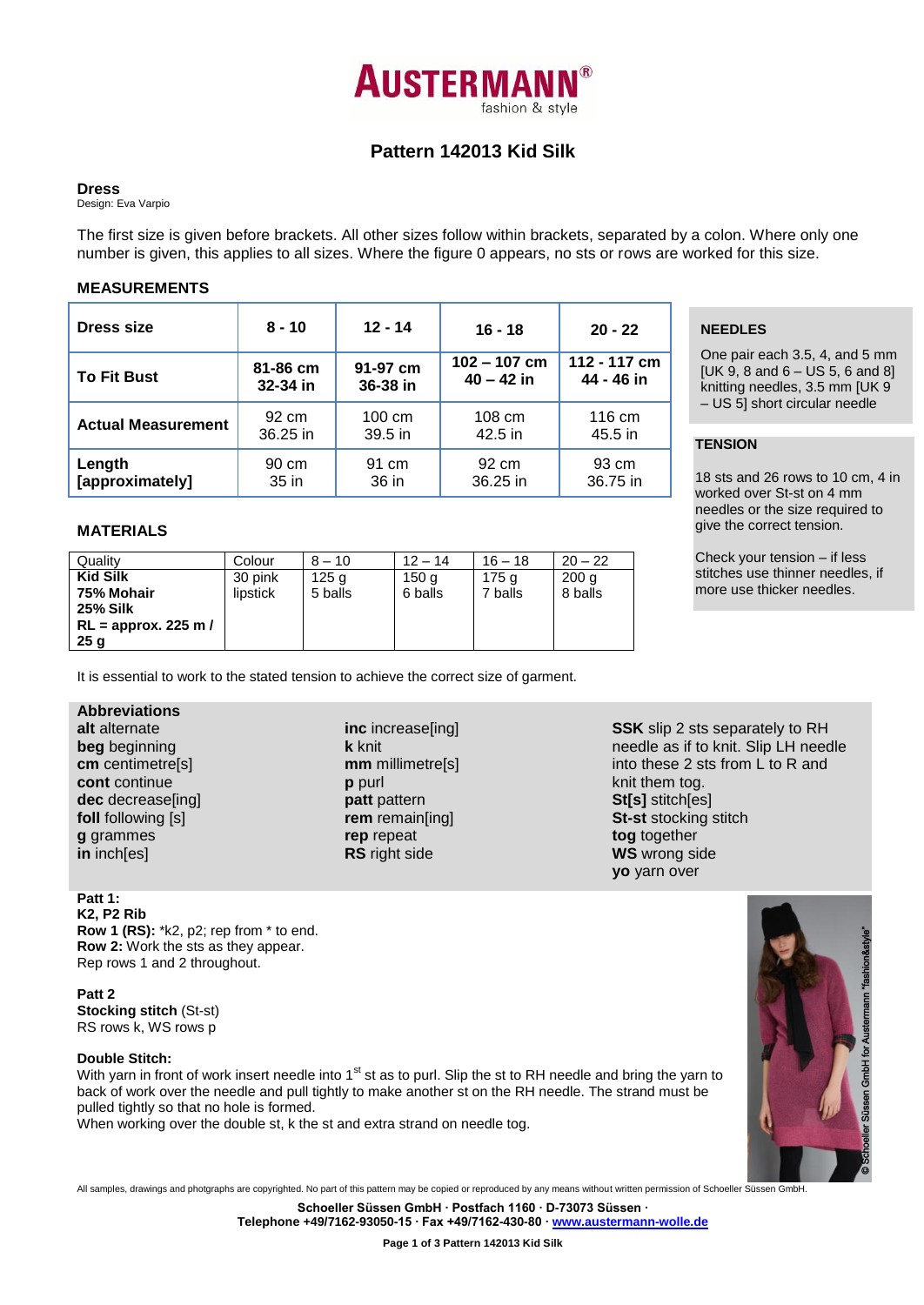# Pattern 142013 Kid Silk

## Dress

Design: Eva Varpio

The first size is given before brackets. All other sizes follow within brackets, separated by a colon. Where only one number is given, this applies to all sizes. Where the figure 0 appears, no sts or rows are worked for this size.

### MEASUREMENTS

| Dress size | 8 - 10 | 12 - 14 | 16 - 18 | 20 - 22 |
|---|---|---|---|---|
| To Fit Bust | 81-86 cm 32-34 in | 91-97 cm 36-38 in | 102 – 107 cm 40 – 42 in | 112 - 117 cm 44 - 46 in |
| Actual Measurement | 92 cm 36.25 in | 100 cm 39.5 in | 108 cm 42.5 in | 116 cm 45.5 in |
| Length [approximately] | 90 cm 35 in | 91 cm 36 in | 92 cm 36.25 in | 93 cm 36.75 in |

### NEEDLES

One pair each 3.5, 4, and 5 mm [UK 9, 8 and 6 – US 5, 6 and 8] knitting needles, 3.5 mm [UK 9 – US 5] short circular needle

### TENSION

18 sts and 26 rows to 10 cm, 4 in worked over St-st on 4 mm needles or the size required to give the correct tension.

Check your tension – if less stitches use thinner needles, if more use thicker needles.

### MATERIALS

| Quality | Colour | 8 – 10 | 12 – 14 | 16 – 18 | 20 – 22 |
|---|---|---|---|---|---|
| **Kid Silk 75% Mohair 25% Silk RL = approx. 225 m / 25 g** | 30 pink lipstick | 125 g 5 balls | 150 g 6 balls | 175 g 7 balls | 200 g 8 balls |

It is essential to work to the stated tension to achieve the correct size of garment.

### Abbreviations

**alt** alternate
**beg** beginning
**cm** centimetre[s]
**cont** continue
**dec** decrease[ing]
**foll** following [s]
**g** grammes
**in** inch[es]
**inc** increase[ing]
**k** knit
**mm** millimetre[s]
**p** purl
**patt** pattern
**rem** remain[ing]
**rep** repeat
**RS** right side
**SSK** slip 2 sts separately to RH needle as if to knit. Slip LH needle into these 2 sts from L to R and knit them tog.
**St[s]** stitch[es]
**St-st** stocking stitch
**tog** together
**WS** wrong side
**yo** yarn over

**Patt 1:**
**K2, P2 Rib**
**Row 1 (RS):** *k2, p2; rep from * to end.
**Row 2:** Work the sts as they appear.
Rep rows 1 and 2 throughout.

**Patt 2**
**Stocking stitch** (St-st)
RS rows k, WS rows p

**Double Stitch:**
With yarn in front of work insert needle into 1st st as to purl. Slip the st to RH needle and bring the yarn to back of work over the needle and pull tightly to make another st on the RH needle. The strand must be pulled tightly so that no hole is formed.
When working over the double st, k the st and extra strand on needle tog.

All samples, drawings and photgraphs are copyrighted. No part of this pattern may be copied or reproduced by any means without written permission of Schoeller Süssen GmbH.

Schoeller Süssen GmbH · Postfach 1160 · D-73073 Süssen ·
Telephone +49/7162-93050-15 · Fax +49/7162-430-80 · www.austermann-wolle.de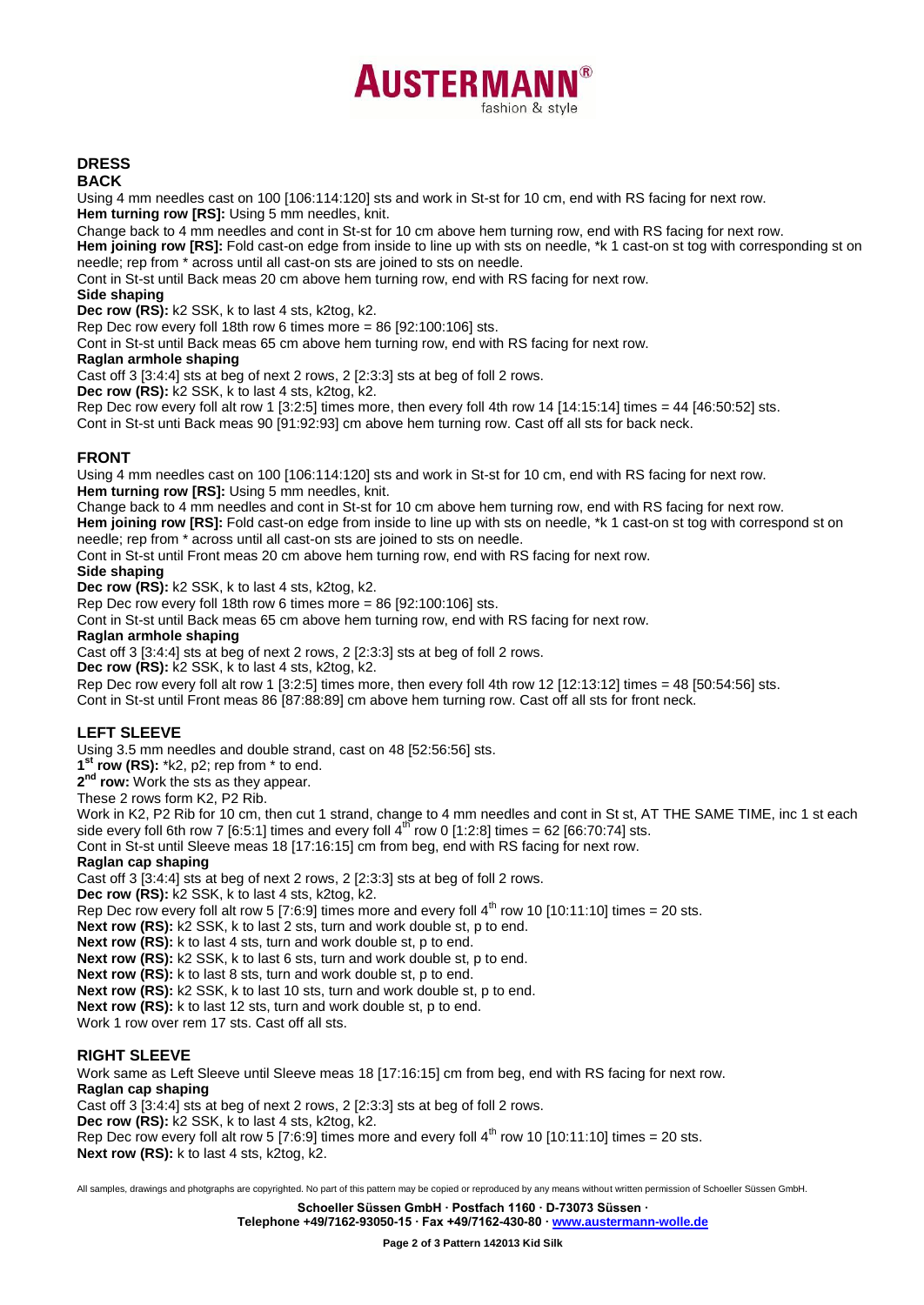## DRESS

### BACK

Using 4 mm needles cast on 100 [106:114:120] sts and work in St-st for 10 cm, end with RS facing for next row.

**Hem turning row [RS]:** Using 5 mm needles, knit.

Change back to 4 mm needles and cont in St-st for 10 cm above hem turning row, end with RS facing for next row.

**Hem joining row [RS]:** Fold cast-on edge from inside to line up with sts on needle, *k 1 cast-on st tog with corresponding st on needle; rep from * across until all cast-on sts are joined to sts on needle.

Cont in St-st until Back meas 20 cm above hem turning row, end with RS facing for next row.

**Side shaping**

**Dec row (RS):** k2 SSK, k to last 4 sts, k2tog, k2.

Rep Dec row every foll 18th row 6 times more = 86 [92:100:106] sts.

Cont in St-st until Back meas 65 cm above hem turning row, end with RS facing for next row.

**Raglan armhole shaping**

Cast off 3 [3:4:4] sts at beg of next 2 rows, 2 [2:3:3] sts at beg of foll 2 rows.

**Dec row (RS):** k2 SSK, k to last 4 sts, k2tog, k2.

Rep Dec row every foll alt row 1 [3:2:5] times more, then every foll 4th row 14 [14:15:14] times = 44 [46:50:52] sts.

Cont in St-st unti Back meas 90 [91:92:93] cm above hem turning row. Cast off all sts for back neck.

### FRONT

Using 4 mm needles cast on 100 [106:114:120] sts and work in St-st for 10 cm, end with RS facing for next row.

**Hem turning row [RS]:** Using 5 mm needles, knit.

Change back to 4 mm needles and cont in St-st for 10 cm above hem turning row, end with RS facing for next row.

**Hem joining row [RS]:** Fold cast-on edge from inside to line up with sts on needle, *k 1 cast-on st tog with correspond st on needle; rep from * across until all cast-on sts are joined to sts on needle.

Cont in St-st until Front meas 20 cm above hem turning row, end with RS facing for next row.

**Side shaping**

**Dec row (RS):** k2 SSK, k to last 4 sts, k2tog, k2.

Rep Dec row every foll 18th row 6 times more = 86 [92:100:106] sts.

Cont in St-st until Back meas 65 cm above hem turning row, end with RS facing for next row.

**Raglan armhole shaping**

Cast off 3 [3:4:4] sts at beg of next 2 rows, 2 [2:3:3] sts at beg of foll 2 rows.

**Dec row (RS):** k2 SSK, k to last 4 sts, k2tog, k2.

Rep Dec row every foll alt row 1 [3:2:5] times more, then every foll 4th row 12 [12:13:12] times = 48 [50:54:56] sts.

Cont in St-st until Front meas 86 [87:88:89] cm above hem turning row. Cast off all sts for front neck.

### LEFT SLEEVE

Using 3.5 mm needles and double strand, cast on 48 [52:56:56] sts.

**1st row (RS):** *k2, p2; rep from * to end.

**2nd row:** Work the sts as they appear.

These 2 rows form K2, P2 Rib.

Work in K2, P2 Rib for 10 cm, then cut 1 strand, change to 4 mm needles and cont in St st, AT THE SAME TIME, inc 1 st each side every foll 6th row 7 [6:5:1] times and every foll 4th row 0 [1:2:8] times = 62 [66:70:74] sts.

Cont in St-st until Sleeve meas 18 [17:16:15] cm from beg, end with RS facing for next row.

**Raglan cap shaping**

Cast off 3 [3:4:4] sts at beg of next 2 rows, 2 [2:3:3] sts at beg of foll 2 rows.

**Dec row (RS):** k2 SSK, k to last 4 sts, k2tog, k2.

Rep Dec row every foll alt row 5 [7:6:9] times more and every foll 4th row 10 [10:11:10] times = 20 sts.

**Next row (RS):** k2 SSK, k to last 2 sts, turn and work double st, p to end.

**Next row (RS):** k to last 4 sts, turn and work double st, p to end.

**Next row (RS):** k2 SSK, k to last 6 sts, turn and work double st, p to end.

**Next row (RS):** k to last 8 sts, turn and work double st, p to end.

**Next row (RS):** k2 SSK, k to last 10 sts, turn and work double st, p to end.

**Next row (RS):** k to last 12 sts, turn and work double st, p to end.

Work 1 row over rem 17 sts. Cast off all sts.

### RIGHT SLEEVE

Work same as Left Sleeve until Sleeve meas 18 [17:16:15] cm from beg, end with RS facing for next row.

**Raglan cap shaping**

Cast off 3 [3:4:4] sts at beg of next 2 rows, 2 [2:3:3] sts at beg of foll 2 rows.

**Dec row (RS):** k2 SSK, k to last 4 sts, k2tog, k2.

Rep Dec row every foll alt row 5 [7:6:9] times more and every foll 4th row 10 [10:11:10] times = 20 sts.

**Next row (RS):** k to last 4 sts, k2tog, k2.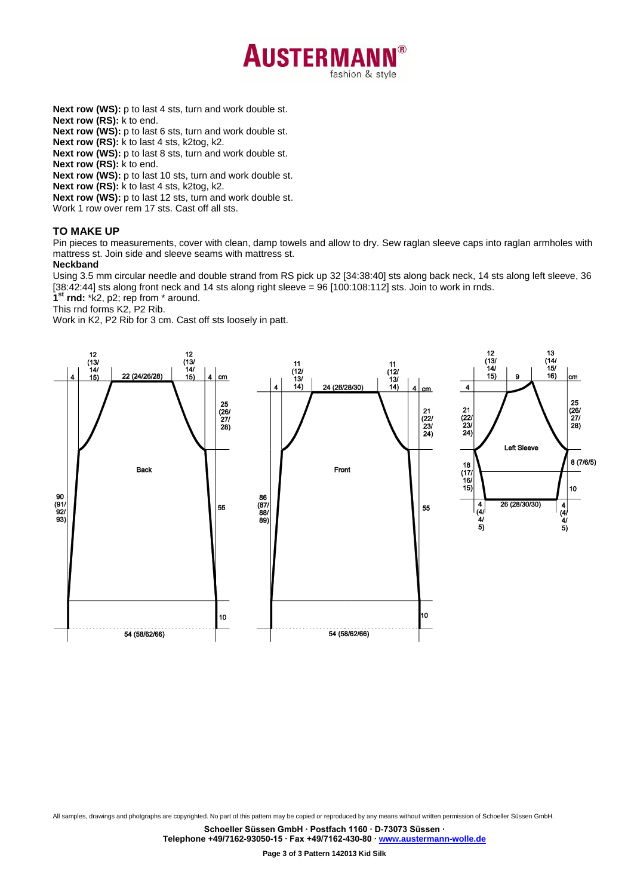**Next row (WS):** p to last 4 sts, turn and work double st.
**Next row (RS):** k to end.
**Next row (WS):** p to last 6 sts, turn and work double st.
**Next row (RS):** k to last 4 sts, k2tog, k2.
**Next row (WS):** p to last 8 sts, turn and work double st.
**Next row (RS):** k to end.
**Next row (WS):** p to last 10 sts, turn and work double st.
**Next row (RS):** k to last 4 sts, k2tog, k2.
**Next row (WS):** p to last 12 sts, turn and work double st.
Work 1 row over rem 17 sts. Cast off all sts.

## TO MAKE UP

Pin pieces to measurements, cover with clean, damp towels and allow to dry. Sew raglan sleeve caps into raglan armholes with mattress st. Join side and sleeve seams with mattress st.

**Neckband**

Using 3.5 mm circular needle and double strand from RS pick up 32 [34:38:40] sts along back neck, 14 sts along left sleeve, 36 [38:42:44] sts along front neck and 14 sts along right sleeve = 96 [100:108:112] sts. Join to work in rnds.

**1st rnd:** *k2, p2; rep from * around.

This rnd forms K2, P2 Rib.

Work in K2, P2 Rib for 3 cm. Cast off sts loosely in patt.

Back
4
12 (13/ 14/ 15)
22 (24/26/28)
12 (13/ 14/ 15)
4
cm
25 (26/ 27/ 28)
90 (91/ 92/ 93)
55
10
54 (58/62/66)

Front
4
11 (12/ 13/ 14)
24 (26/28/30)
11 (12/ 13/ 14)
4
cm
21 (22/ 23/ 24)
86 (87/ 88/ 89)
55
10
54 (58/62/66)

Left Sleeve
12 (13/ 14/ 15)
9
13 (14/ 15/ 16)
cm
4
21 (22/ 23/ 24)
25 (26/ 27/ 28)
8 (7/6/5)
18 (17/ 16/ 15)
10
4 (4/ 4/ 5)
26 (28/30/30)
4 (4/ 4/ 5)

All samples, drawings and photgraphs are copyrighted. No part of this pattern may be copied or reproduced by any means without written permission of Schoeller Süssen GmbH.

**Schoeller Süssen GmbH · Postfach 1160 · D-73073 Süssen ·**
**Telephone +49/7162-93050-15 · Fax +49/7162-430-80 · www.austermann-wolle.de**